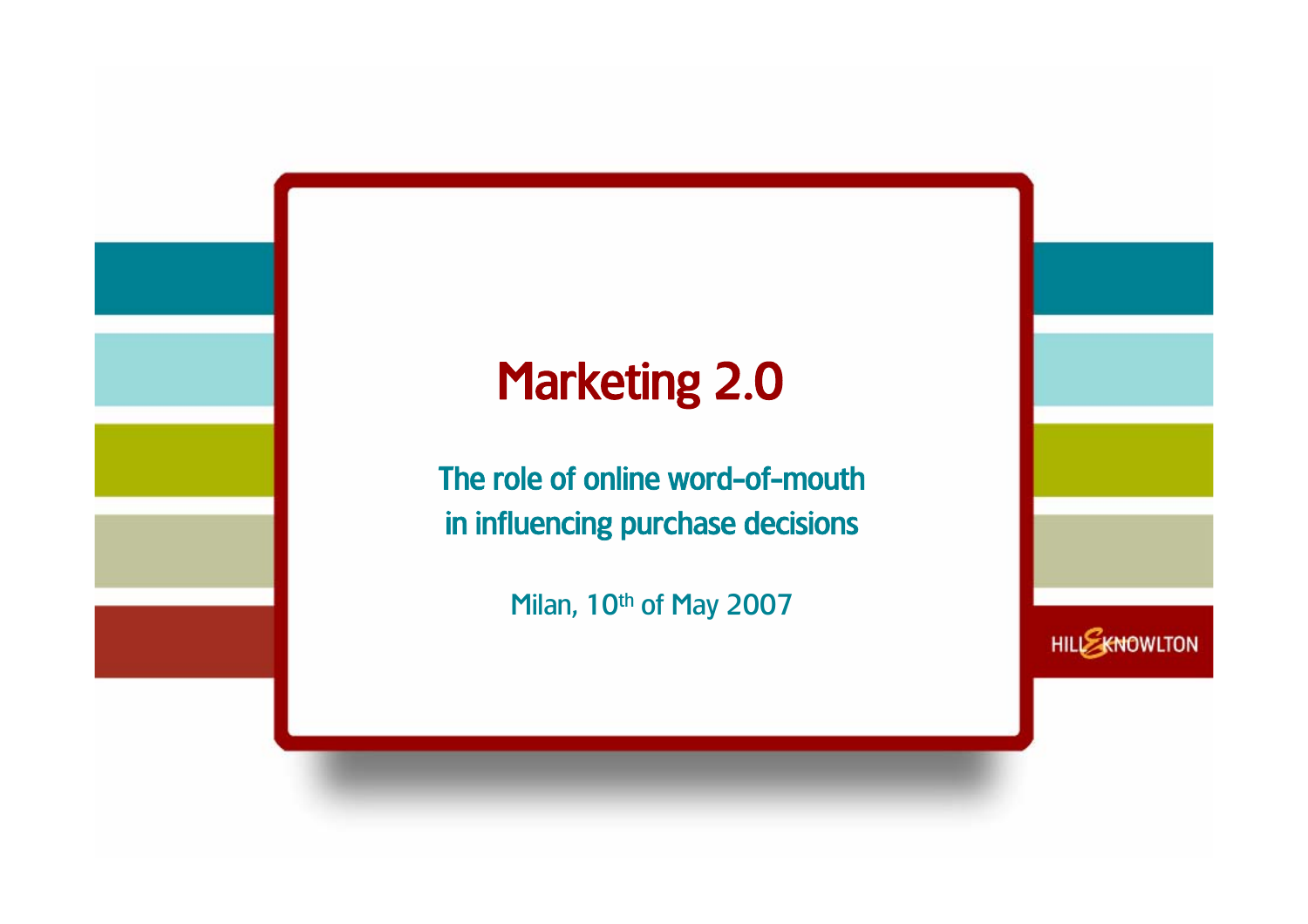# Marketing 2.0

## The role of online word-of-mouth in influencing purchase decisions

Milan, 10th of May 2007

HILL & KNOWLTON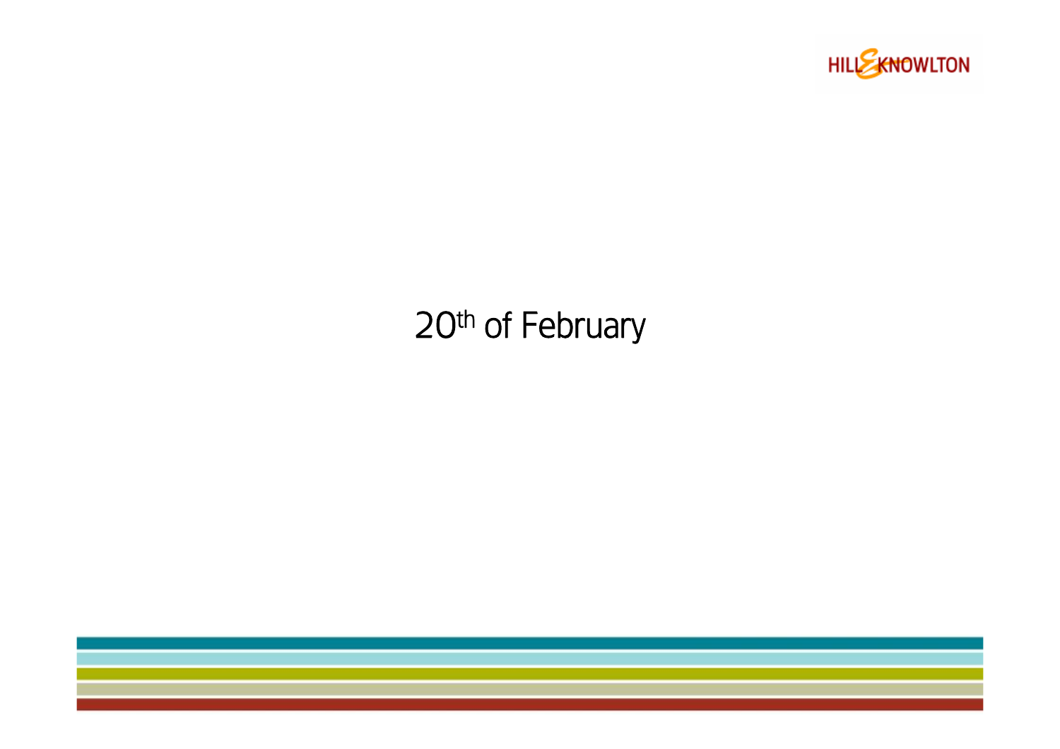20th of February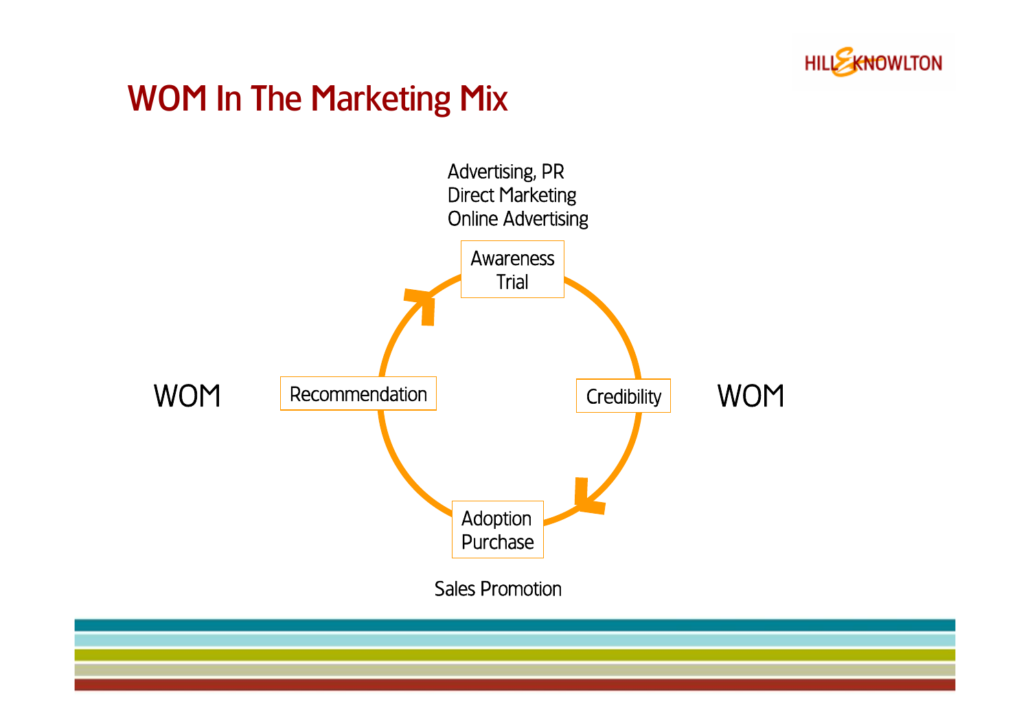# WOM In The Marketing Mix

Advertising, PR
Direct Marketing
Online Advertising

Awareness
Trial

Credibility

WOM

Adoption
Purchase

Sales Promotion

Recommendation

WOM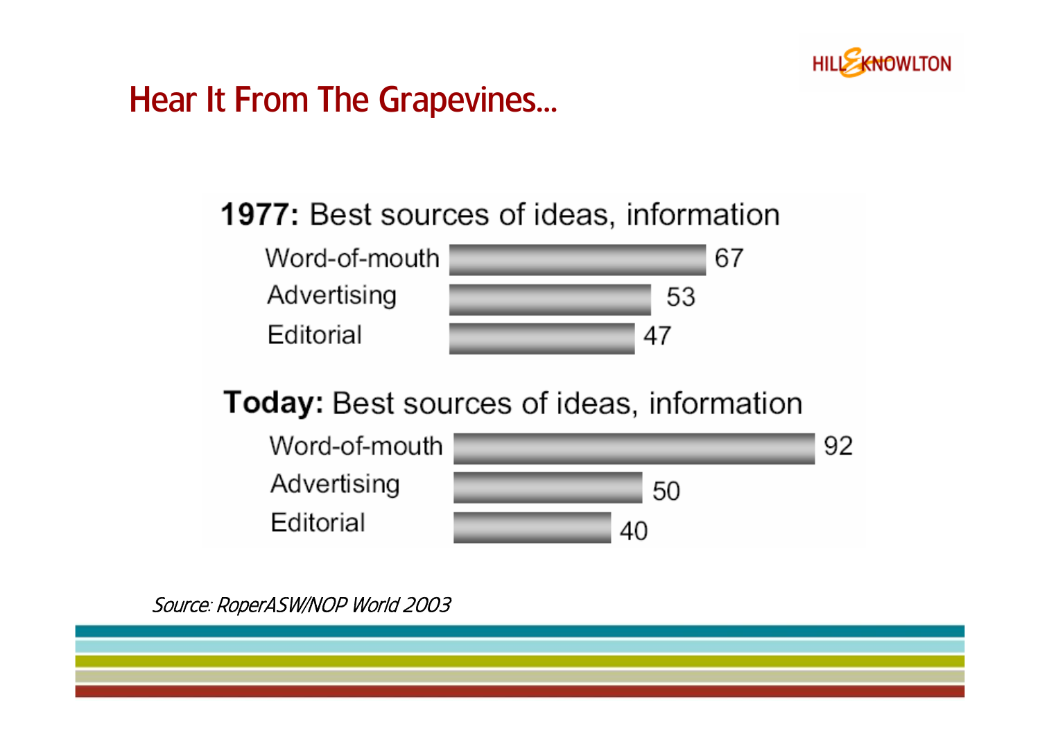# Hear It From The Grapevines…

**1977:** Best sources of ideas, information

| Source | Value |
| --- | --- |
| Word-of-mouth | 67 |
| Advertising | 53 |
| Editorial | 47 |

**Today:** Best sources of ideas, information

| Source | Value |
| --- | --- |
| Word-of-mouth | 92 |
| Advertising | 50 |
| Editorial | 40 |

*Source: RoperASW/NOP World 2003*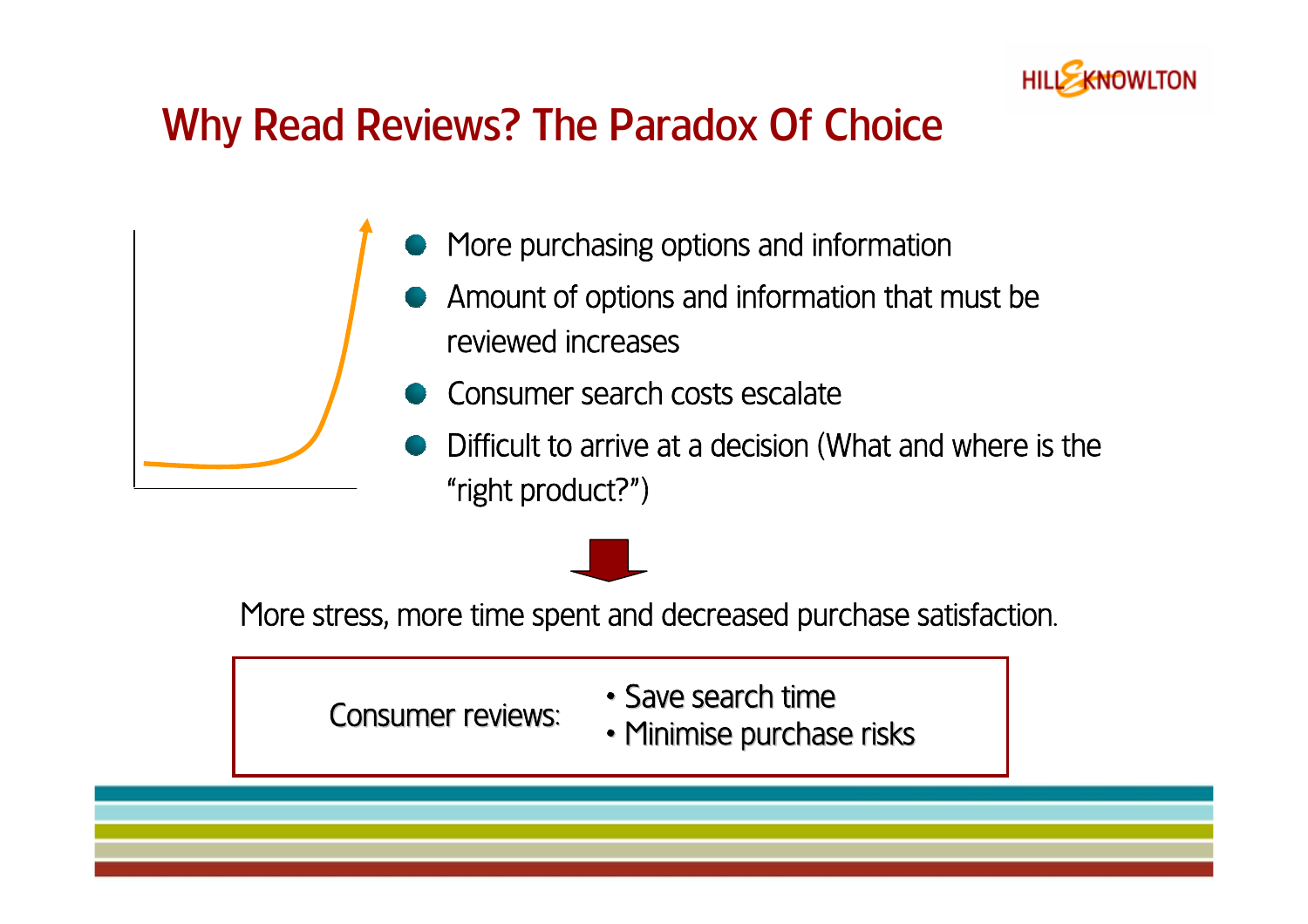# Why Read Reviews? The Paradox Of Choice

- More purchasing options and information
- Amount of options and information that must be reviewed increases
- Consumer search costs escalate
- Difficult to arrive at a decision (What and where is the "right product?")

More stress, more time spent and decreased purchase satisfaction.

Consumer reviews:

- Save search time
- Minimise purchase risks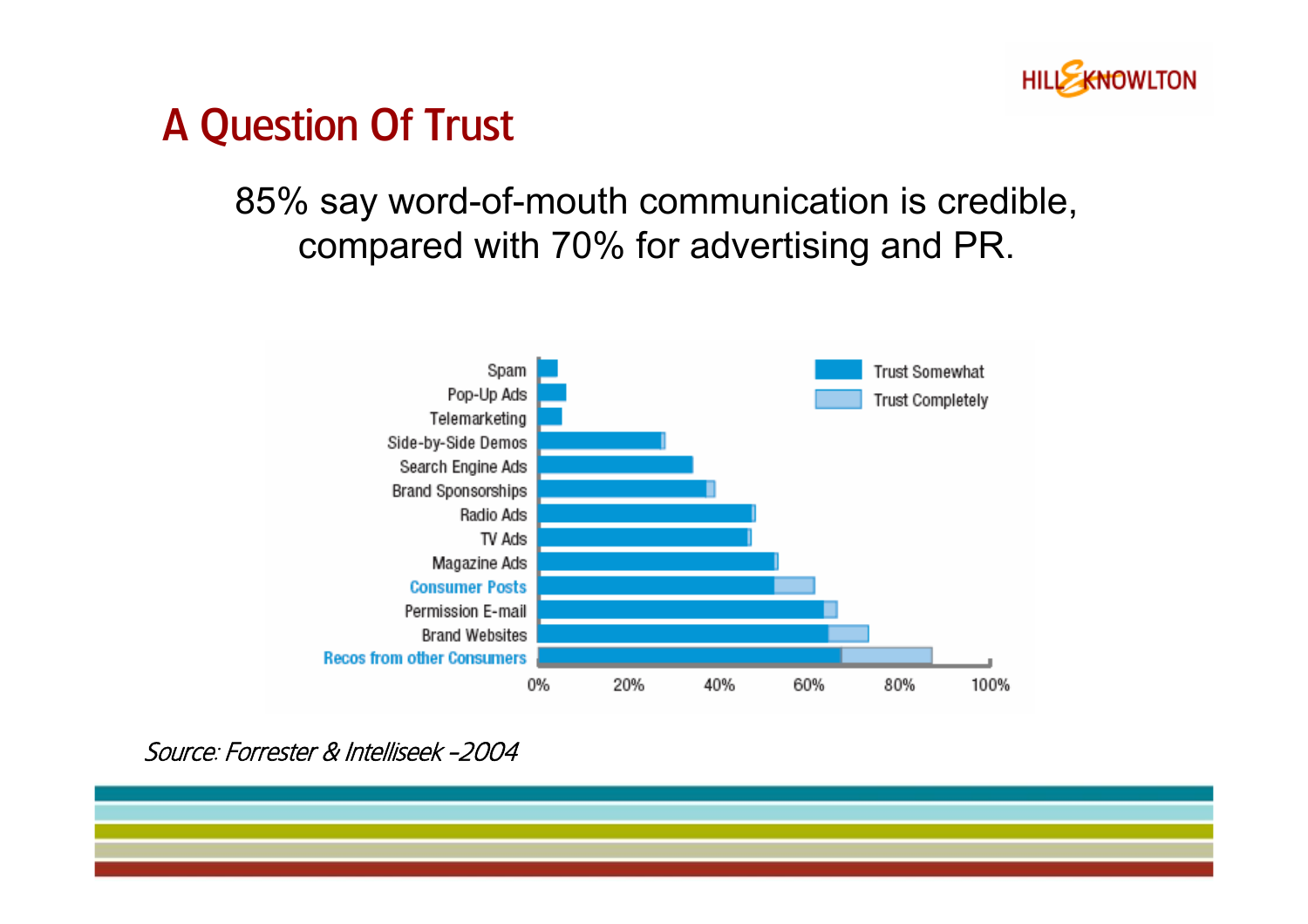# A Question Of Trust

85% say word-of-mouth communication is credible, compared with 70% for advertising and PR.

Spam
Pop-Up Ads
Telemarketing
Side-by-Side Demos
Search Engine Ads
Brand Sponsorships
Radio Ads
TV Ads
Magazine Ads
Consumer Posts
Permission E-mail
Brand Websites
Recos from other Consumers

0% 20% 40% 60% 80% 100%

Trust Somewhat
Trust Completely

*Source: Forrester & Intelliseek –2004*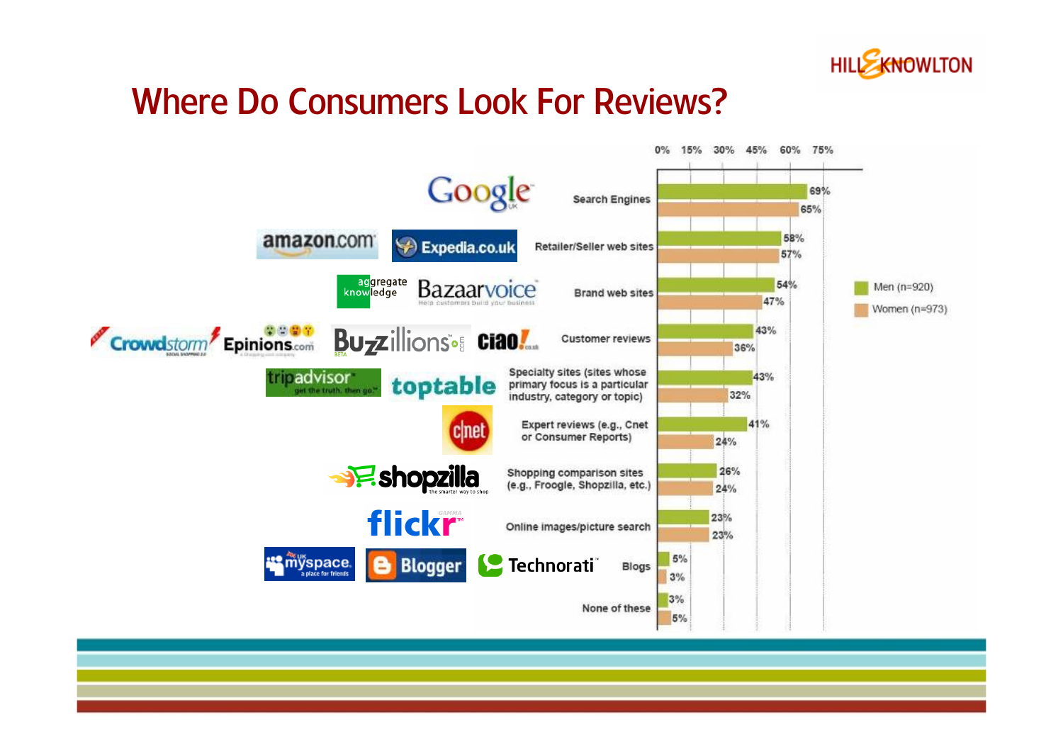# Where Do Consumers Look For Reviews?

| Source | Examples | Men (n=920) | Women (n=973) |
|---|---|---|---|
| Search Engines | Google | 69% | 65% |
| Retailer/Seller web sites | amazon.com, Expedia.co.uk | 58% | 57% |
| Brand web sites | aggregate knowledge, Bazaarvoice | 54% | 47% |
| Customer reviews | Crowdstorm, Epinions.com, Buzzillions.com, ciao! | 43% | 36% |
| Specialty sites (sites whose primary focus is a particular industry, category or topic) | tripadvisor, toptable | 43% | 32% |
| Expert reviews (e.g., Cnet or Consumer Reports) | cnet | 41% | 24% |
| Shopping comparison sites (e.g., Froogle, Shopzilla, etc.) | shopzilla | 26% | 24% |
| Online images/picture search | flickr | 23% | 23% |
| Blogs | myspace, Blogger, Technorati | 5% | 3% |
| None of these | | 3% | 5% |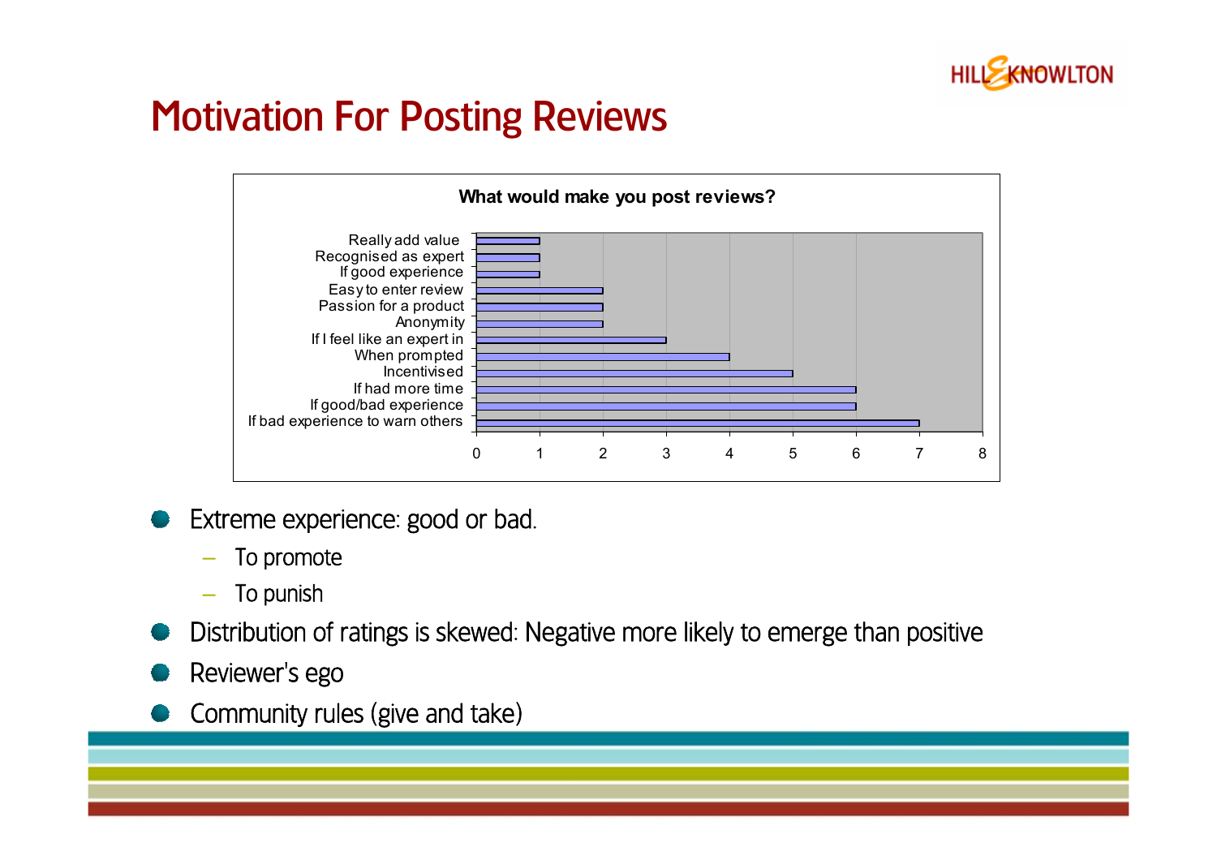# Motivation For Posting Reviews

**What would make you post reviews?**

| Reason | Count |
|---|---|
| Really add value | 1 |
| Recognised as expert | 1 |
| If good experience | 1 |
| Easy to enter review | 2 |
| Passion for a product | 2 |
| Anonymity | 2 |
| If I feel like an expert in | 3 |
| When prompted | 4 |
| Incentivised | 5 |
| If had more time | 6 |
| If good/bad experience | 6 |
| If bad experience to warn others | 7 |

- Extreme experience: good or bad.
  - To promote
  - To punish
- Distribution of ratings is skewed: Negative more likely to emerge than positive
- Reviewer's ego
- Community rules (give and take)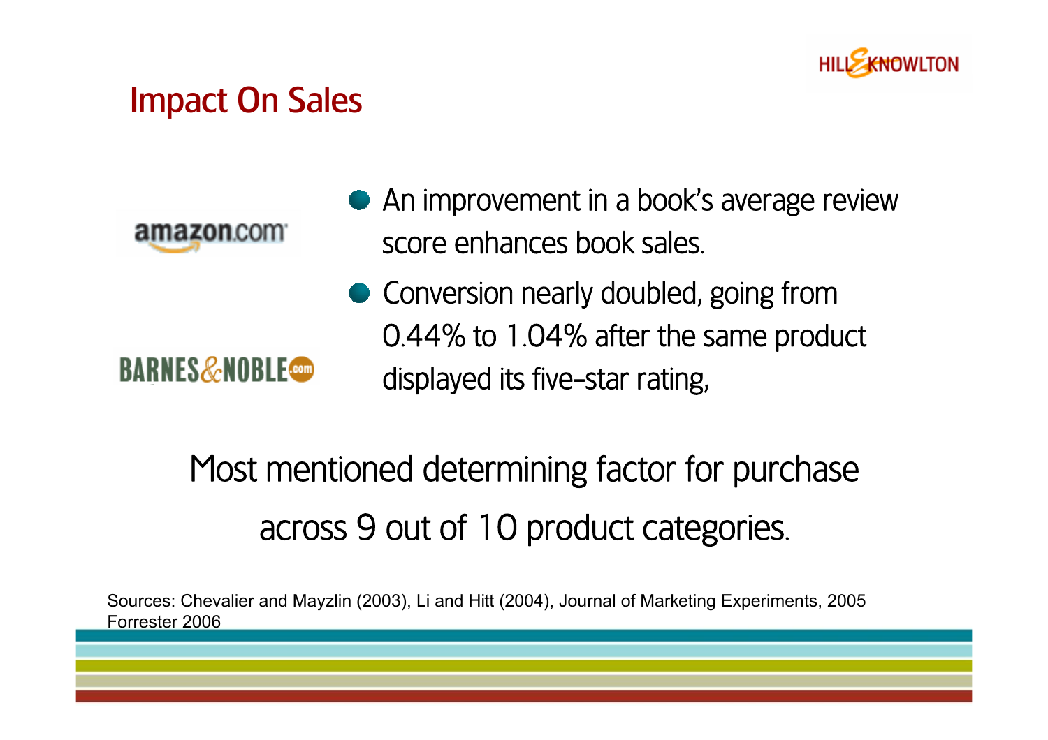## Impact On Sales

- An improvement in a book's average review score enhances book sales.
- Conversion nearly doubled, going from 0.44% to 1.04% after the same product displayed its five-star rating,

Most mentioned determining factor for purchase across 9 out of 10 product categories.

Sources: Chevalier and Mayzlin (2003), Li and Hitt (2004), Journal of Marketing Experiments, 2005 Forrester 2006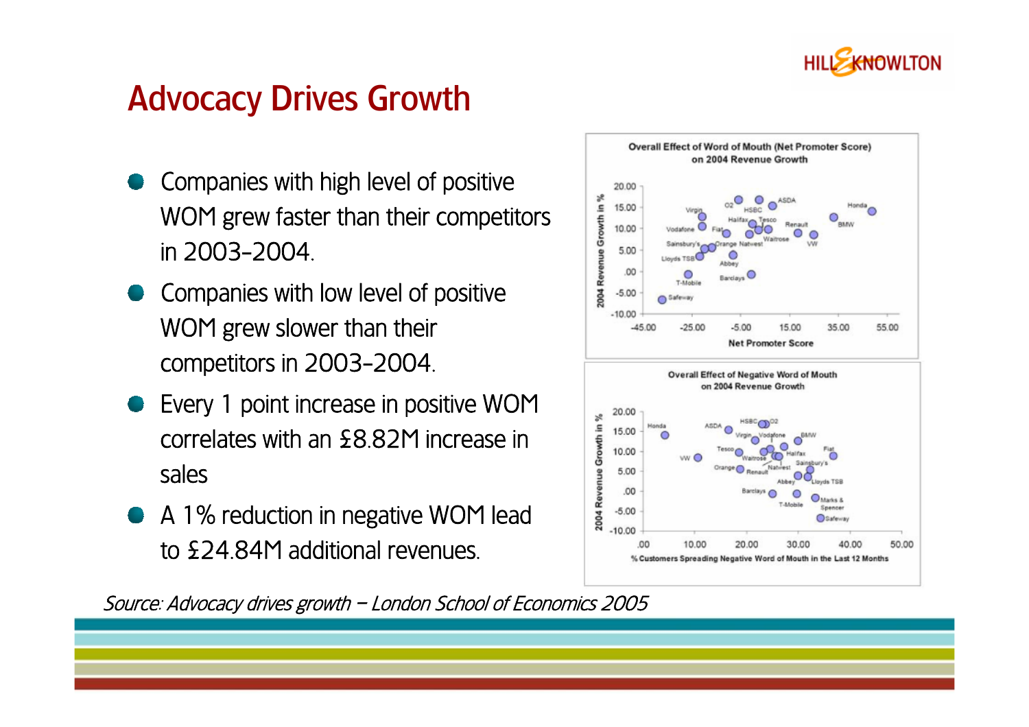# Advocacy Drives Growth

- Companies with high level of positive WOM grew faster than their competitors in 2003-2004.
- Companies with low level of positive WOM grew slower than their competitors in 2003-2004.
- Every 1 point increase in positive WOM correlates with an £8.82M increase in sales
- A 1% reduction in negative WOM lead to £24.84M additional revenues.

*Source: Advocacy drives growth – London School of Economics 2005*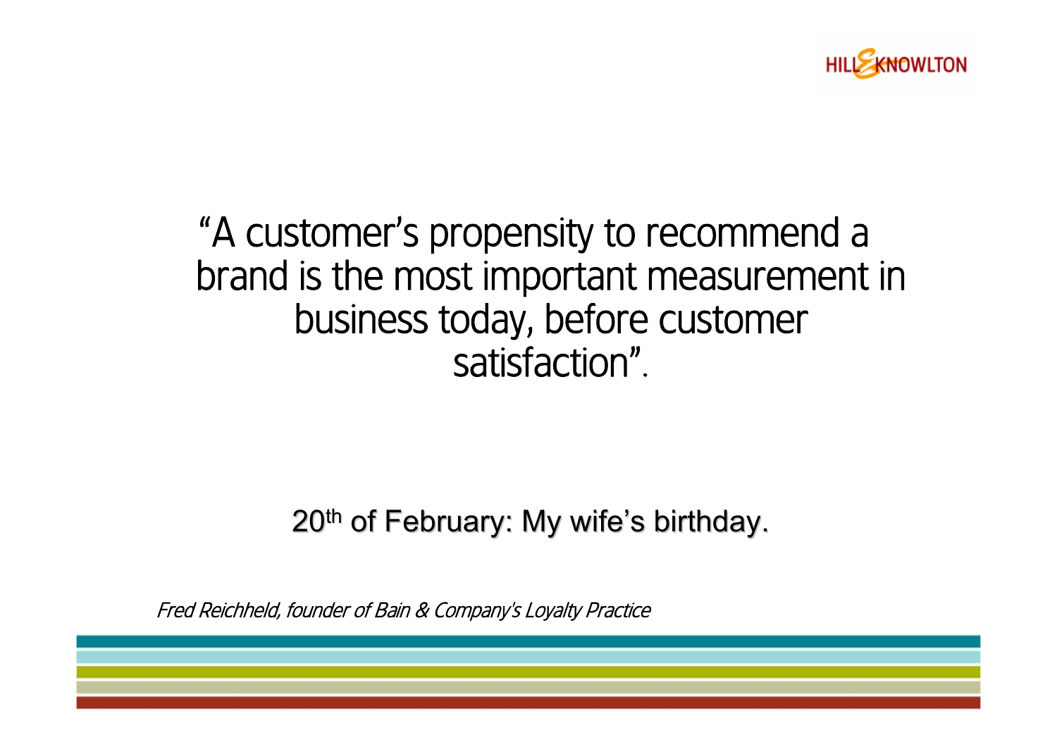"A customer's propensity to recommend a brand is the most important measurement in business today, before customer satisfaction".

20th of February: My wife's birthday.

*Fred Reichheld, founder of Bain & Company's Loyalty Practice*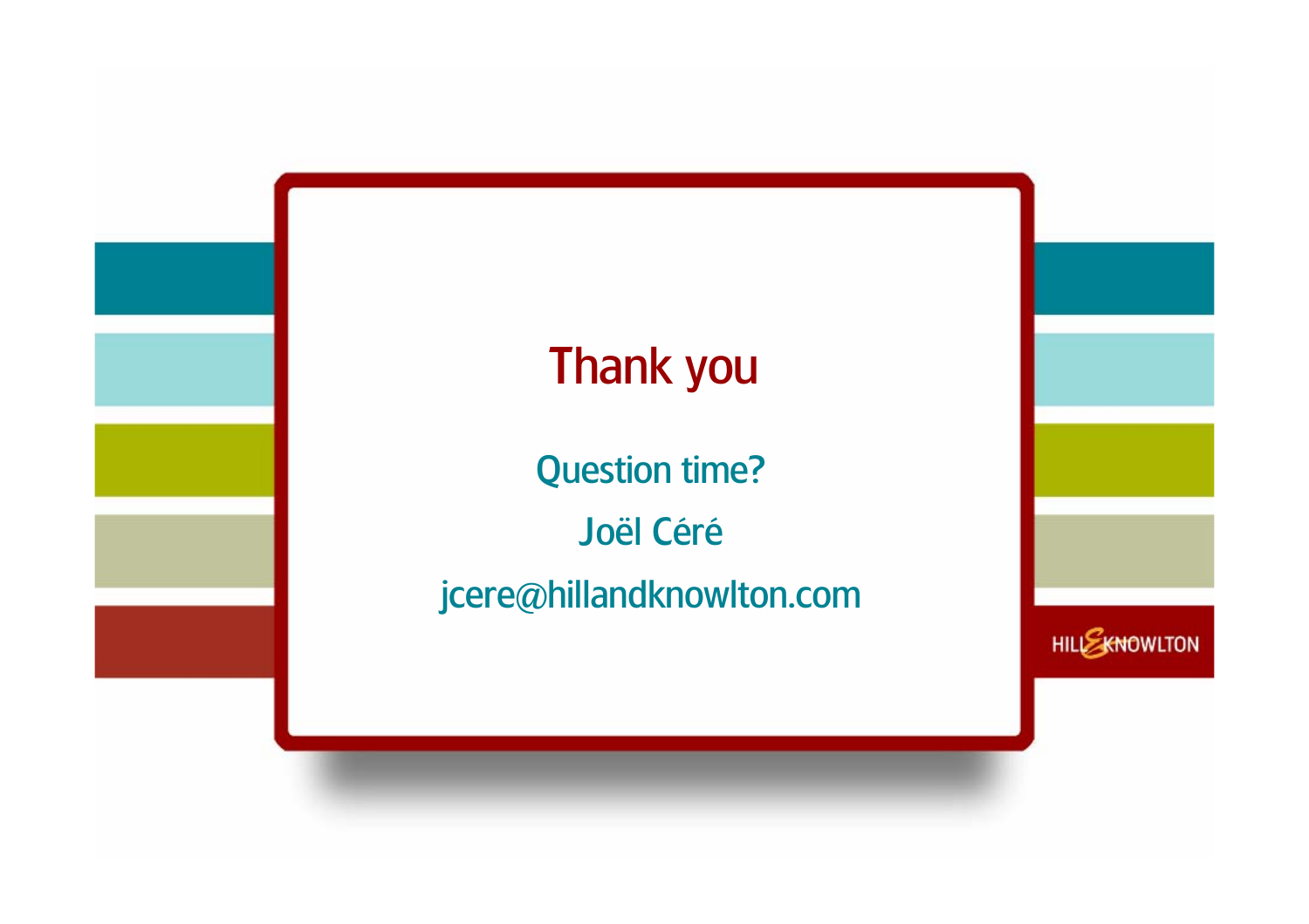# Thank you

Question time?

Joël Céré

jcere@hillandknowlton.com

HILL & KNOWLTON